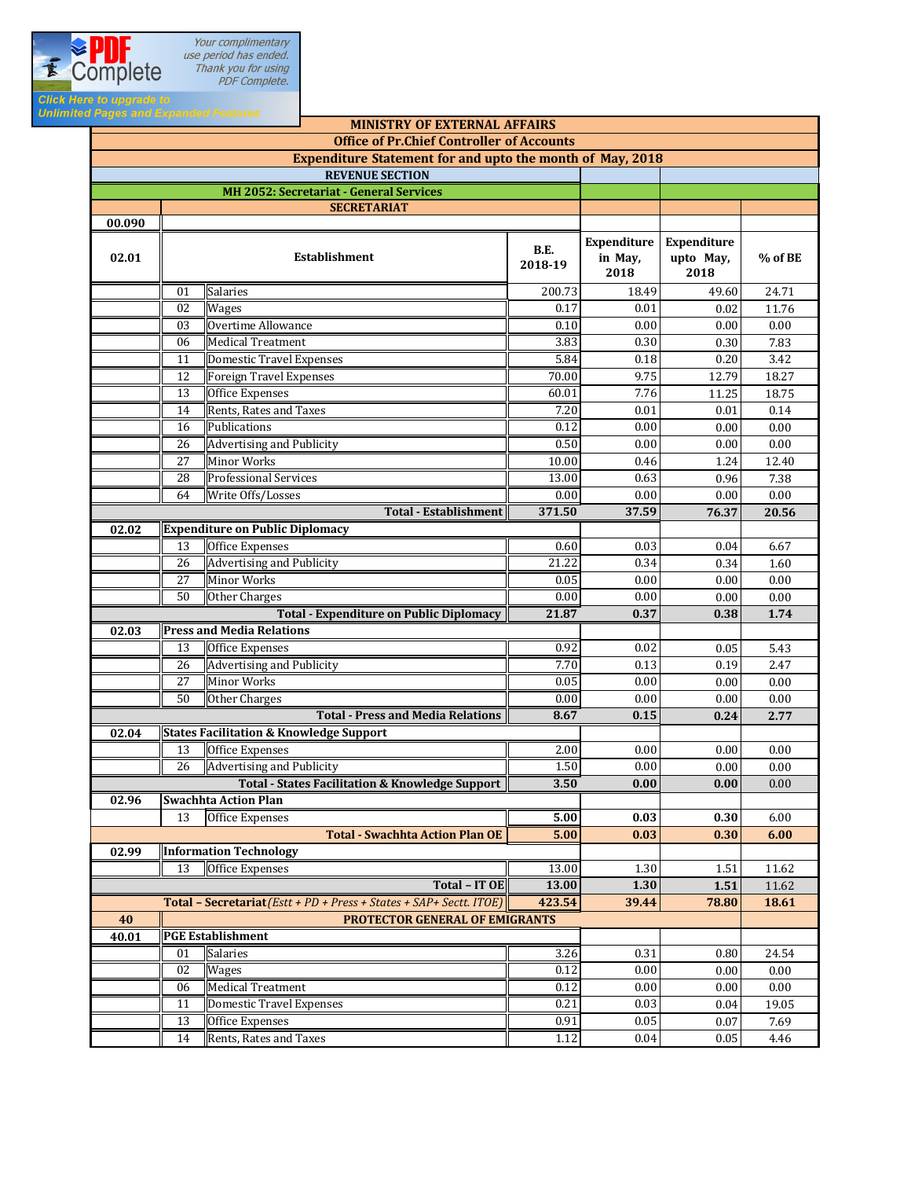# MINISTRY OF EXTERNAL AFFAIRS

## Office of Pr.Chief Controller of Accounts

### Expenditure Statement for and upto the month of May, 2018

**REVENUE SECTION**

**MH 2052: Secretariat - General Services**

**SECRETARIAT**

| 00.090 | | | | | | |
|---|---|---|---|---|---|---|
| **02.01** | | **Establishment** | **B.E. 2018-19** | **Expenditure in May, 2018** | **Expenditure upto May, 2018** | **% of BE** |
| | 01 | Salaries | 200.73 | 18.49 | 49.60 | 24.71 |
| | 02 | Wages | 0.17 | 0.01 | 0.02 | 11.76 |
| | 03 | Overtime Allowance | 0.10 | 0.00 | 0.00 | 0.00 |
| | 06 | Medical Treatment | 3.83 | 0.30 | 0.30 | 7.83 |
| | 11 | Domestic Travel Expenses | 5.84 | 0.18 | 0.20 | 3.42 |
| | 12 | Foreign Travel Expenses | 70.00 | 9.75 | 12.79 | 18.27 |
| | 13 | Office Expenses | 60.01 | 7.76 | 11.25 | 18.75 |
| | 14 | Rents, Rates and Taxes | 7.20 | 0.01 | 0.01 | 0.14 |
| | 16 | Publications | 0.12 | 0.00 | 0.00 | 0.00 |
| | 26 | Advertising and Publicity | 0.50 | 0.00 | 0.00 | 0.00 |
| | 27 | Minor Works | 10.00 | 0.46 | 1.24 | 12.40 |
| | 28 | Professional Services | 13.00 | 0.63 | 0.96 | 7.38 |
| | 64 | Write Offs/Losses | 0.00 | 0.00 | 0.00 | 0.00 |
| | | **Total - Establishment** | **371.50** | **37.59** | **76.37** | **20.56** |
| **02.02** | | **Expenditure on Public Diplomacy** | | | | |
| | 13 | Office Expenses | 0.60 | 0.03 | 0.04 | 6.67 |
| | 26 | Advertising and Publicity | 21.22 | 0.34 | 0.34 | 1.60 |
| | 27 | Minor Works | 0.05 | 0.00 | 0.00 | 0.00 |
| | 50 | Other Charges | 0.00 | 0.00 | 0.00 | 0.00 |
| | | **Total - Expenditure on Public Diplomacy** | **21.87** | **0.37** | **0.38** | **1.74** |
| **02.03** | | **Press and Media Relations** | | | | |
| | 13 | Office Expenses | 0.92 | 0.02 | 0.05 | 5.43 |
| | 26 | Advertising and Publicity | 7.70 | 0.13 | 0.19 | 2.47 |
| | 27 | Minor Works | 0.05 | 0.00 | 0.00 | 0.00 |
| | 50 | Other Charges | 0.00 | 0.00 | 0.00 | 0.00 |
| | | **Total - Press and Media Relations** | **8.67** | **0.15** | **0.24** | **2.77** |
| **02.04** | | **States Facilitation & Knowledge Support** | | | | |
| | 13 | Office Expenses | 2.00 | 0.00 | 0.00 | 0.00 |
| | 26 | Advertising and Publicity | 1.50 | 0.00 | 0.00 | 0.00 |
| | | **Total - States Facilitation & Knowledge Support** | **3.50** | **0.00** | **0.00** | 0.00 |
| **02.96** | | **Swachhta Action Plan** | | | | |
| | 13 | Office Expenses | **5.00** | **0.03** | **0.30** | 6.00 |
| | | **Total - Swachhta Action Plan OE** | **5.00** | **0.03** | **0.30** | **6.00** |
| **02.99** | | **Information Technology** | | | | |
| | 13 | Office Expenses | 13.00 | 1.30 | 1.51 | 11.62 |
| | | **Total – IT OE** | **13.00** | **1.30** | **1.51** | 11.62 |
| | | **Total – Secretariat** *(Estt + PD + Press + States + SAP+ Sectt. ITOE)* | **423.54** | **39.44** | **78.80** | **18.61** |
| **40** | | **PROTECTOR GENERAL OF EMIGRANTS** | | | | |
| **40.01** | | **PGE Establishment** | | | | |
| | 01 | Salaries | 3.26 | 0.31 | 0.80 | 24.54 |
| | 02 | Wages | 0.12 | 0.00 | 0.00 | 0.00 |
| | 06 | Medical Treatment | 0.12 | 0.00 | 0.00 | 0.00 |
| | 11 | Domestic Travel Expenses | 0.21 | 0.03 | 0.04 | 19.05 |
| | 13 | Office Expenses | 0.91 | 0.05 | 0.07 | 7.69 |
| | 14 | Rents, Rates and Taxes | 1.12 | 0.04 | 0.05 | 4.46 |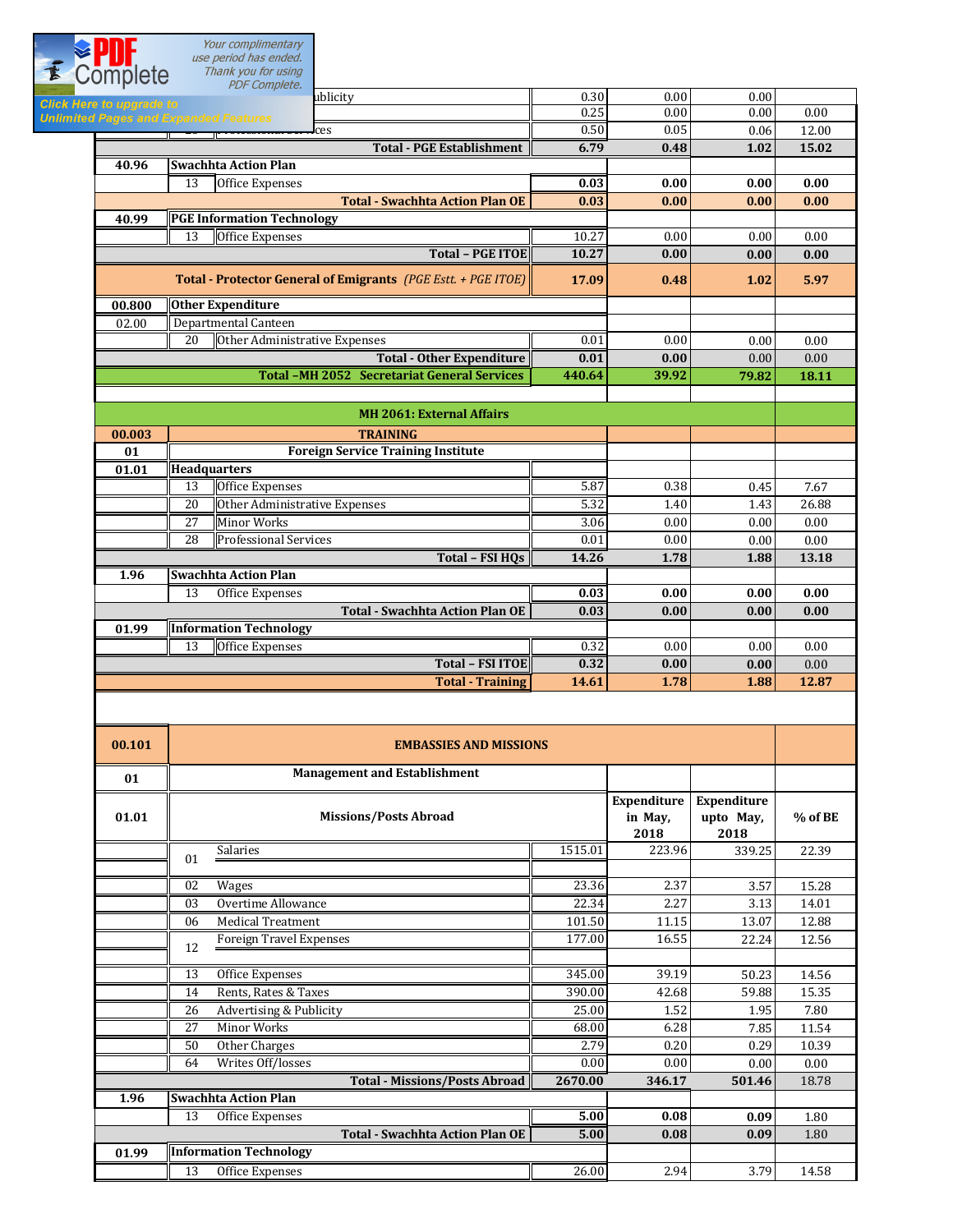| | | | | | | |
|---|---|---|---|---|---|---|
| | | ...ublicity | 0.30 | 0.00 | 0.00 | |
| | | | 0.25 | 0.00 | 0.00 | 0.00 |
| | | ...ces | 0.50 | 0.05 | 0.06 | 12.00 |
| | | **Total - PGE Establishment** | **6.79** | **0.48** | **1.02** | **15.02** |
| **40.96** | **Swachhta Action Plan** | | | | | |
| | 13 | Office Expenses | **0.03** | **0.00** | **0.00** | **0.00** |
| | | **Total - Swachhta Action Plan OE** | **0.03** | **0.00** | **0.00** | **0.00** |
| **40.99** | **PGE Information Technology** | | | | | |
| | 13 | Office Expenses | 10.27 | 0.00 | 0.00 | 0.00 |
| | | **Total – PGE ITOE** | **10.27** | **0.00** | **0.00** | **0.00** |
| | | **Total - Protector General of Emigrants** *(PGE Estt. + PGE ITOE)* | **17.09** | **0.48** | **1.02** | **5.97** |
| **00.800** | **Other Expenditure** | | | | | |
| 02.00 | Departmental Canteen | | | | | |
| | 20 | Other Administrative Expenses | 0.01 | 0.00 | 0.00 | 0.00 |
| | | **Total - Other Expenditure** | **0.01** | **0.00** | 0.00 | 0.00 |
| | | **Total –MH 2052 Secretariat General Services** | **440.64** | **39.92** | **79.82** | **18.11** |
| | | | | | | |
| | | **MH 2061: External Affairs** | | | | |
| **00.003** | | **TRAINING** | | | | |
| **01** | | **Foreign Service Training Institute** | | | | |
| **01.01** | **Headquarters** | | | | | |
| | 13 | Office Expenses | 5.87 | 0.38 | 0.45 | 7.67 |
| | 20 | Other Administrative Expenses | 5.32 | 1.40 | 1.43 | 26.88 |
| | 27 | Minor Works | 3.06 | 0.00 | 0.00 | 0.00 |
| | 28 | Professional Services | 0.01 | 0.00 | 0.00 | 0.00 |
| | | **Total – FSI HQs** | **14.26** | **1.78** | **1.88** | **13.18** |
| **1.96** | **Swachhta Action Plan** | | | | | |
| | 13 | Office Expenses | **0.03** | **0.00** | **0.00** | **0.00** |
| | | **Total - Swachhta Action Plan OE** | **0.03** | **0.00** | **0.00** | **0.00** |
| **01.99** | **Information Technology** | | | | | |
| | 13 | Office Expenses | 0.32 | 0.00 | 0.00 | 0.00 |
| | | **Total – FSI ITOE** | **0.32** | **0.00** | **0.00** | 0.00 |
| | | **Total - Training** | **14.61** | **1.78** | **1.88** | **12.87** |
| | | | | | | |
| **00.101** | | **EMBASSIES AND MISSIONS** | | | | |
| **01** | | **Management and Establishment** | | | | |
| **01.01** | | **Missions/Posts Abroad** | | **Expenditure in May, 2018** | **Expenditure upto May, 2018** | **% of BE** |
| | 01 | Salaries | 1515.01 | 223.96 | 339.25 | 22.39 |
| | 02 | Wages | 23.36 | 2.37 | 3.57 | 15.28 |
| | 03 | Overtime Allowance | 22.34 | 2.27 | 3.13 | 14.01 |
| | 06 | Medical Treatment | 101.50 | 11.15 | 13.07 | 12.88 |
| | 12 | Foreign Travel Expenses | 177.00 | 16.55 | 22.24 | 12.56 |
| | 13 | Office Expenses | 345.00 | 39.19 | 50.23 | 14.56 |
| | 14 | Rents, Rates & Taxes | 390.00 | 42.68 | 59.88 | 15.35 |
| | 26 | Advertising & Publicity | 25.00 | 1.52 | 1.95 | 7.80 |
| | 27 | Minor Works | 68.00 | 6.28 | 7.85 | 11.54 |
| | 50 | Other Charges | 2.79 | 0.20 | 0.29 | 10.39 |
| | 64 | Writes Off/losses | 0.00 | 0.00 | 0.00 | 0.00 |
| | | **Total - Missions/Posts Abroad** | **2670.00** | **346.17** | **501.46** | 18.78 |
| **1.96** | **Swachhta Action Plan** | | | | | |
| | 13 | Office Expenses | **5.00** | **0.08** | **0.09** | 1.80 |
| | | **Total - Swachhta Action Plan OE** | **5.00** | **0.08** | **0.09** | 1.80 |
| **01.99** | **Information Technology** | | | | | |
| | 13 | Office Expenses | 26.00 | 2.94 | 3.79 | 14.58 |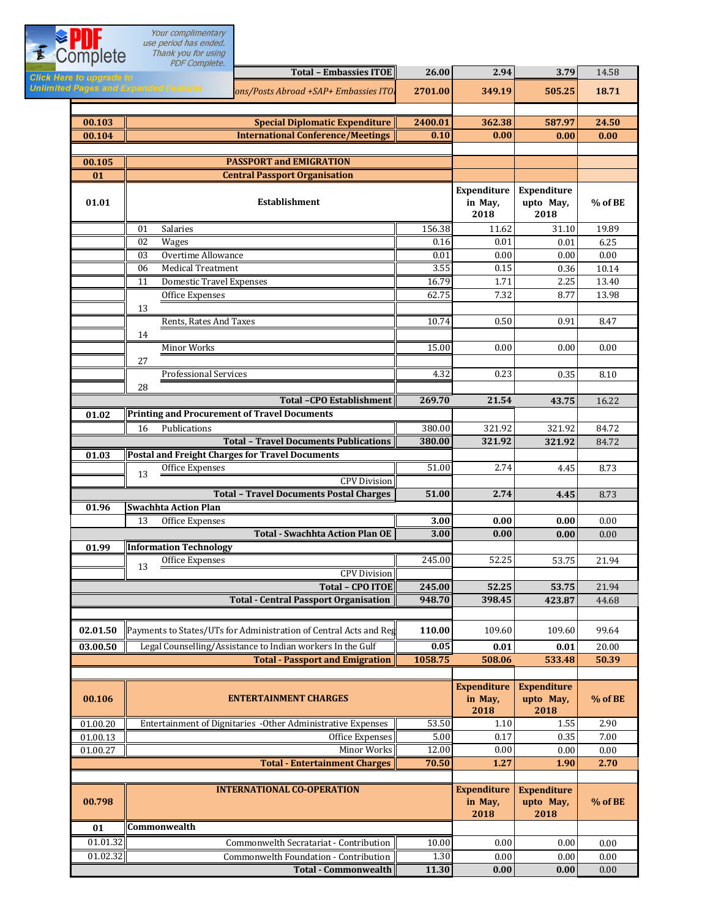| | | BE | | | |
|---|---|---|---|---|---|
| | Total – Embassies ITOE | 26.00 | 2.94 | 3.79 | 14.58 |
| | ons/Posts Abroad +SAP+ Embassies ITOI | 2701.00 | 349.19 | 505.25 | 18.71 |
| | | | | | |
| 00.103 | Special Diplomatic Expenditure | 2400.01 | 362.38 | 587.97 | 24.50 |
| 00.104 | International Conference/Meetings | 0.10 | 0.00 | 0.00 | 0.00 |
| | | | | | |
| 00.105 | PASSPORT and EMIGRATION | | | | |
| 01 | Central Passport Organisation | | | | |
| 01.01 | Establishment | | Expenditure in May, 2018 | Expenditure upto May, 2018 | % of BE |
| | 01 Salaries | 156.38 | 11.62 | 31.10 | 19.89 |
| | 02 Wages | 0.16 | 0.01 | 0.01 | 6.25 |
| | 03 Overtime Allowance | 0.01 | 0.00 | 0.00 | 0.00 |
| | 06 Medical Treatment | 3.55 | 0.15 | 0.36 | 10.14 |
| | 11 Domestic Travel Expenses | 16.79 | 1.71 | 2.25 | 13.40 |
| | 13 Office Expenses | 62.75 | 7.32 | 8.77 | 13.98 |
| | 14 Rents, Rates And Taxes | 10.74 | 0.50 | 0.91 | 8.47 |
| | 27 Minor Works | 15.00 | 0.00 | 0.00 | 0.00 |
| | 28 Professional Services | 4.32 | 0.23 | 0.35 | 8.10 |
| | Total –CPO Establishment | 269.70 | 21.54 | 43.75 | 16.22 |
| 01.02 | Printing and Procurement of Travel Documents | | | | |
| | 16 Publications | 380.00 | 321.92 | 321.92 | 84.72 |
| | Total – Travel Documents Publications | 380.00 | 321.92 | 321.92 | 84.72 |
| 01.03 | Postal and Freight Charges for Travel Documents | | | | |
| | 13 Office Expenses | 51.00 | 2.74 | 4.45 | 8.73 |
| | CPV Division | | | | |
| | Total – Travel Documents Postal Charges | 51.00 | 2.74 | 4.45 | 8.73 |
| 01.96 | Swachhta Action Plan | | | | |
| | 13 Office Expenses | 3.00 | 0.00 | 0.00 | 0.00 |
| | Total - Swachhta Action Plan OE | 3.00 | 0.00 | 0.00 | 0.00 |
| 01.99 | Information Technology | | | | |
| | 13 Office Expenses | 245.00 | 52.25 | 53.75 | 21.94 |
| | CPV Division | | | | |
| | Total – CPO ITOE | 245.00 | 52.25 | 53.75 | 21.94 |
| | Total - Central Passport Organisation | 948.70 | 398.45 | 423.87 | 44.68 |
| | | | | | |
| 02.01.50 | Payments to States/UTs for Administration of Central Acts and Reg | 110.00 | 109.60 | 109.60 | 99.64 |
| 03.00.50 | Legal Counselling/Assistance to Indian workers In the Gulf | 0.05 | 0.01 | 0.01 | 20.00 |
| | Total - Passport and Emigration | 1058.75 | 508.06 | 533.48 | 50.39 |
| | | | | | |
| 00.106 | ENTERTAINMENT CHARGES | | Expenditure in May, 2018 | Expenditure upto May, 2018 | % of BE |
| 01.00.20 | Entertainment of Dignitaries -Other Administrative Expenses | 53.50 | 1.10 | 1.55 | 2.90 |
| 01.00.13 | Office Expenses | 5.00 | 0.17 | 0.35 | 7.00 |
| 01.00.27 | Minor Works | 12.00 | 0.00 | 0.00 | 0.00 |
| | Total - Entertainment Charges | 70.50 | 1.27 | 1.90 | 2.70 |
| | | | | | |
| 00.798 | INTERNATIONAL CO-OPERATION | | Expenditure in May, 2018 | Expenditure upto May, 2018 | % of BE |
| 01 | Commonwealth | | | | |
| 01.01.32 | Commonwelth Secrataria t - Contribution | 10.00 | 0.00 | 0.00 | 0.00 |
| 01.02.32 | Commonwelth Foundation - Contribution | 1.30 | 0.00 | 0.00 | 0.00 |
| | Total - Commonwealth | 11.30 | 0.00 | 0.00 | 0.00 |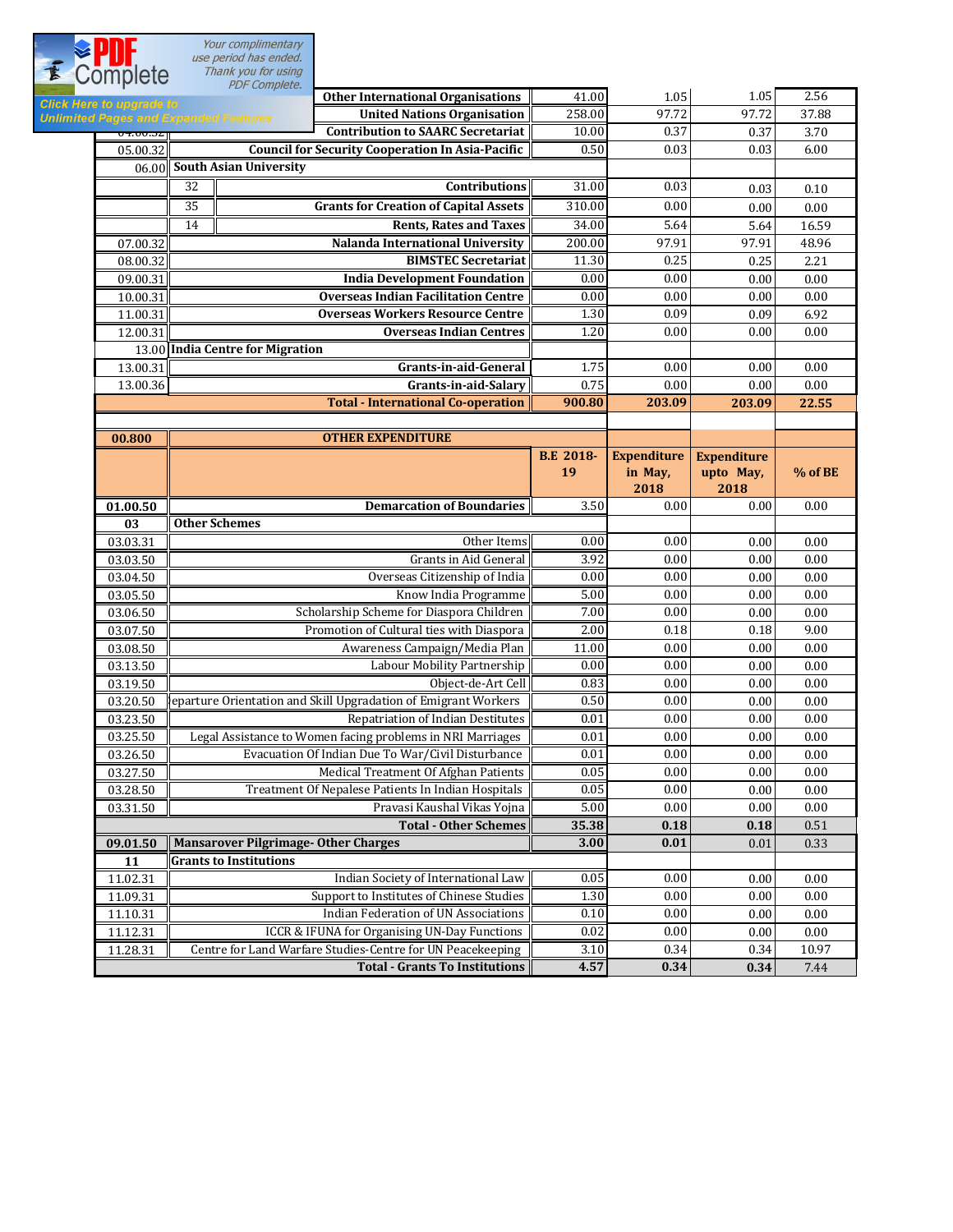| | | | | | | |
|---|---|---|---|---|---|---|
| | | Other International Organisations | 41.00 | 1.05 | 1.05 | 2.56 |
| | | United Nations Organisation | 258.00 | 97.72 | 97.72 | 37.88 |
| 04.00.32 | | Contribution to SAARC Secretariat | 10.00 | 0.37 | 0.37 | 3.70 |
| 05.00.32 | | Council for Security Cooperation In Asia-Pacific | 0.50 | 0.03 | 0.03 | 6.00 |
| 06.00 | South Asian University | | | | | |
| | 32 | Contributions | 31.00 | 0.03 | 0.03 | 0.10 |
| | 35 | Grants for Creation of Capital Assets | 310.00 | 0.00 | 0.00 | 0.00 |
| | 14 | Rents, Rates and Taxes | 34.00 | 5.64 | 5.64 | 16.59 |
| 07.00.32 | | Nalanda International University | 200.00 | 97.91 | 97.91 | 48.96 |
| 08.00.32 | | BIMSTEC Secretariat | 11.30 | 0.25 | 0.25 | 2.21 |
| 09.00.31 | | India Development Foundation | 0.00 | 0.00 | 0.00 | 0.00 |
| 10.00.31 | | Overseas Indian Facilitation Centre | 0.00 | 0.00 | 0.00 | 0.00 |
| 11.00.31 | | Overseas Workers Resource Centre | 1.30 | 0.09 | 0.09 | 6.92 |
| 12.00.31 | | Overseas Indian Centres | 1.20 | 0.00 | 0.00 | 0.00 |
| 13.00 | India Centre for Migration | | | | | |
| 13.00.31 | | Grants-in-aid-General | 1.75 | 0.00 | 0.00 | 0.00 |
| 13.00.36 | | Grants-in-aid-Salary | 0.75 | 0.00 | 0.00 | 0.00 |
| | | **Total - International Co-operation** | **900.80** | **203.09** | **203.09** | **22.55** |

| 00.800 | OTHER EXPENDITURE | B.E 2018-19 | Expenditure in May, 2018 | Expenditure upto May, 2018 | % of BE |
|---|---|---|---|---|---|
| **01.00.50** | **Demarcation of Boundaries** | 3.50 | 0.00 | 0.00 | 0.00 |
| **03** | **Other Schemes** | | | | |
| 03.03.31 | Other Items | 0.00 | 0.00 | 0.00 | 0.00 |
| 03.03.50 | Grants in Aid General | 3.92 | 0.00 | 0.00 | 0.00 |
| 03.04.50 | Overseas Citizenship of India | 0.00 | 0.00 | 0.00 | 0.00 |
| 03.05.50 | Know India Programme | 5.00 | 0.00 | 0.00 | 0.00 |
| 03.06.50 | Scholarship Scheme for Diaspora Children | 7.00 | 0.00 | 0.00 | 0.00 |
| 03.07.50 | Promotion of Cultural ties with Diaspora | 2.00 | 0.18 | 0.18 | 9.00 |
| 03.08.50 | Awareness Campaign/Media Plan | 11.00 | 0.00 | 0.00 | 0.00 |
| 03.13.50 | Labour Mobility Partnership | 0.00 | 0.00 | 0.00 | 0.00 |
| 03.19.50 | Object-de-Art Cell | 0.83 | 0.00 | 0.00 | 0.00 |
| 03.20.50 | Departure Orientation and Skill Upgradation of Emigrant Workers | 0.50 | 0.00 | 0.00 | 0.00 |
| 03.23.50 | Repatriation of Indian Destitutes | 0.01 | 0.00 | 0.00 | 0.00 |
| 03.25.50 | Legal Assistance to Women facing problems in NRI Marriages | 0.01 | 0.00 | 0.00 | 0.00 |
| 03.26.50 | Evacuation Of Indian Due To War/Civil Disturbance | 0.01 | 0.00 | 0.00 | 0.00 |
| 03.27.50 | Medical Treatment Of Afghan Patients | 0.05 | 0.00 | 0.00 | 0.00 |
| 03.28.50 | Treatment Of Nepalese Patients In Indian Hospitals | 0.05 | 0.00 | 0.00 | 0.00 |
| 03.31.50 | Pravasi Kaushal Vikas Yojna | 5.00 | 0.00 | 0.00 | 0.00 |
| | **Total - Other Schemes** | **35.38** | **0.18** | **0.18** | 0.51 |
| **09.01.50** | **Mansarover Pilgrimage- Other Charges** | **3.00** | **0.01** | 0.01 | 0.33 |
| **11** | **Grants to Institutions** | | | | |
| 11.02.31 | Indian Society of International Law | 0.05 | 0.00 | 0.00 | 0.00 |
| 11.09.31 | Support to Institutes of Chinese Studies | 1.30 | 0.00 | 0.00 | 0.00 |
| 11.10.31 | Indian Federation of UN Associations | 0.10 | 0.00 | 0.00 | 0.00 |
| 11.12.31 | ICCR & IFUNA for Organising UN-Day Functions | 0.02 | 0.00 | 0.00 | 0.00 |
| 11.28.31 | Centre for Land Warfare Studies-Centre for UN Peacekeeping | 3.10 | 0.34 | 0.34 | 10.97 |
| | **Total - Grants To Institutions** | **4.57** | **0.34** | **0.34** | 7.44 |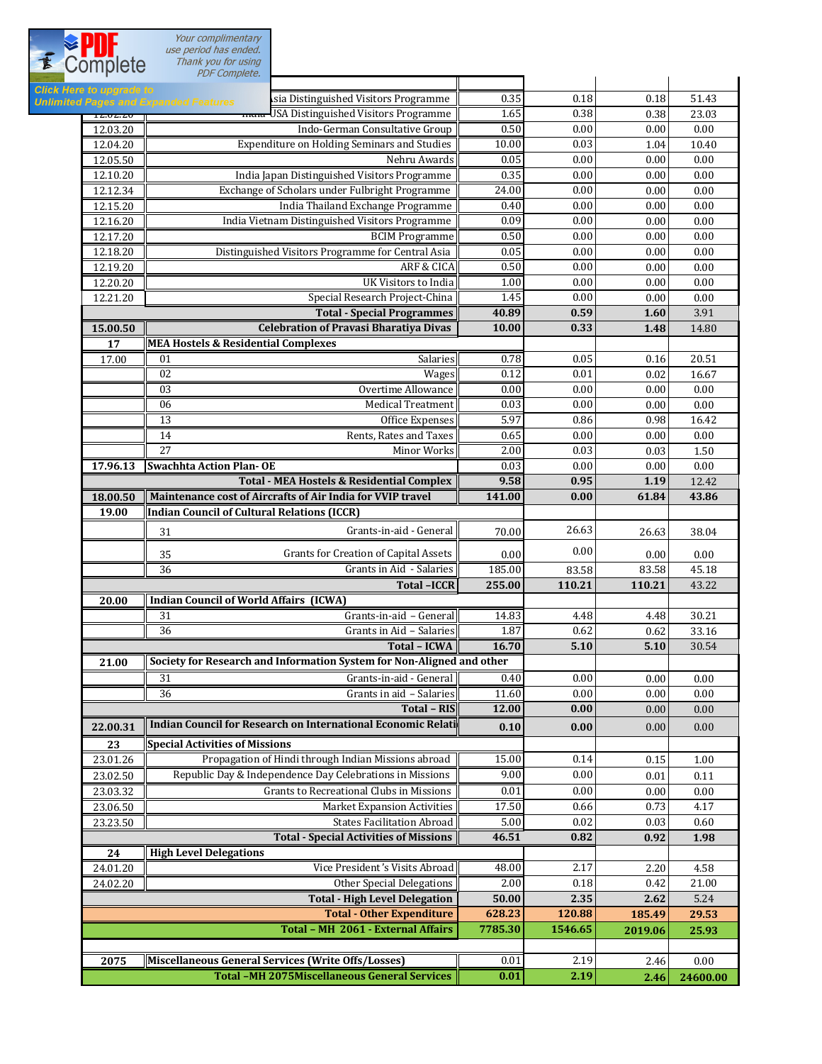| | | | | | |
|---|---|---|---|---|---|
| | Asia Distinguished Visitors Programme | 0.35 | 0.18 | 0.18 | 51.43 |
| 12.02.20 | India USA Distinguished Visitors Programme | 1.65 | 0.38 | 0.38 | 23.03 |
| 12.03.20 | Indo-German Consultative Group | 0.50 | 0.00 | 0.00 | 0.00 |
| 12.04.20 | Expenditure on Holding Seminars and Studies | 10.00 | 0.03 | 1.04 | 10.40 |
| 12.05.50 | Nehru Awards | 0.05 | 0.00 | 0.00 | 0.00 |
| 12.10.20 | India Japan Distinguished Visitors Programme | 0.35 | 0.00 | 0.00 | 0.00 |
| 12.12.34 | Exchange of Scholars under Fulbright Programme | 24.00 | 0.00 | 0.00 | 0.00 |
| 12.15.20 | India Thailand Exchange Programme | 0.40 | 0.00 | 0.00 | 0.00 |
| 12.16.20 | India Vietnam Distinguished Visitors Programme | 0.09 | 0.00 | 0.00 | 0.00 |
| 12.17.20 | BCIM Programme | 0.50 | 0.00 | 0.00 | 0.00 |
| 12.18.20 | Distinguished Visitors Programme for Central Asia | 0.05 | 0.00 | 0.00 | 0.00 |
| 12.19.20 | ARF & CICA | 0.50 | 0.00 | 0.00 | 0.00 |
| 12.20.20 | UK Visitors to India | 1.00 | 0.00 | 0.00 | 0.00 |
| 12.21.20 | Special Research Project-China | 1.45 | 0.00 | 0.00 | 0.00 |
| | **Total - Special Programmes** | **40.89** | **0.59** | **1.60** | 3.91 |
| **15.00.50** | **Celebration of Pravasi Bharatiya Divas** | **10.00** | **0.33** | **1.48** | 14.80 |
| **17** | **MEA Hostels & Residential Complexes** | | | | |
| 17.00 | 01 Salaries | 0.78 | 0.05 | 0.16 | 20.51 |
| | 02 Wages | 0.12 | 0.01 | 0.02 | 16.67 |
| | 03 Overtime Allowance | 0.00 | 0.00 | 0.00 | 0.00 |
| | 06 Medical Treatment | 0.03 | 0.00 | 0.00 | 0.00 |
| | 13 Office Expenses | 5.97 | 0.86 | 0.98 | 16.42 |
| | 14 Rents, Rates and Taxes | 0.65 | 0.00 | 0.00 | 0.00 |
| | 27 Minor Works | 2.00 | 0.03 | 0.03 | 1.50 |
| **17.96.13** | **Swachhta Action Plan- OE** | 0.03 | 0.00 | 0.00 | 0.00 |
| | **Total - MEA Hostels & Residential Complex** | **9.58** | **0.95** | **1.19** | 12.42 |
| **18.00.50** | **Maintenance cost of Aircrafts of Air India for VVIP travel** | **141.00** | **0.00** | **61.84** | **43.86** |
| **19.00** | **Indian Council of Cultural Relations (ICCR)** | | | | |
| | 31 Grants-in-aid - General | 70.00 | 26.63 | 26.63 | 38.04 |
| | 35 Grants for Creation of Capital Assets | 0.00 | 0.00 | 0.00 | 0.00 |
| | 36 Grants in Aid - Salaries | 185.00 | 83.58 | 83.58 | 45.18 |
| | **Total –ICCR** | **255.00** | **110.21** | **110.21** | 43.22 |
| **20.00** | **Indian Council of World Affairs (ICWA)** | | | | |
| | 31 Grants-in-aid – General | 14.83 | 4.48 | 4.48 | 30.21 |
| | 36 Grants in Aid – Salaries | 1.87 | 0.62 | 0.62 | 33.16 |
| | **Total – ICWA** | **16.70** | **5.10** | **5.10** | 30.54 |
| **21.00** | **Society for Research and Information System for Non-Aligned and other** | | | | |
| | 31 Grants-in-aid - General | 0.40 | 0.00 | 0.00 | 0.00 |
| | 36 Grants in aid – Salaries | 11.60 | 0.00 | 0.00 | 0.00 |
| | **Total – RIS** | **12.00** | **0.00** | 0.00 | 0.00 |
| **22.00.31** | **Indian Council for Research on International Economic Relati** | **0.10** | **0.00** | 0.00 | 0.00 |
| **23** | **Special Activities of Missions** | | | | |
| 23.01.26 | Propagation of Hindi through Indian Missions abroad | 15.00 | 0.14 | 0.15 | 1.00 |
| 23.02.50 | Republic Day & Independence Day Celebrations in Missions | 9.00 | 0.00 | 0.01 | 0.11 |
| 23.03.32 | Grants to Recreational Clubs in Missions | 0.01 | 0.00 | 0.00 | 0.00 |
| 23.06.50 | Market Expansion Activities | 17.50 | 0.66 | 0.73 | 4.17 |
| 23.23.50 | States Facilitation Abroad | 5.00 | 0.02 | 0.03 | 0.60 |
| | **Total - Special Activities of Missions** | **46.51** | **0.82** | **0.92** | **1.98** |
| **24** | **High Level Delegations** | | | | |
| 24.01.20 | Vice President 's Visits Abroad | 48.00 | 2.17 | 2.20 | 4.58 |
| 24.02.20 | Other Special Delegations | 2.00 | 0.18 | 0.42 | 21.00 |
| | **Total - High Level Delegation** | **50.00** | **2.35** | **2.62** | 5.24 |
| | **Total - Other Expenditure** | **628.23** | **120.88** | **185.49** | **29.53** |
| | **Total – MH 2061 - External Affairs** | **7785.30** | **1546.65** | **2019.06** | **25.93** |
| | | | | | |
| **2075** | **Miscellaneous General Services (Write Offs/Losses)** | 0.01 | 2.19 | 2.46 | 0.00 |
| | **Total –MH 2075Miscellaneous General Services** | **0.01** | **2.19** | **2.46** | **24600.00** |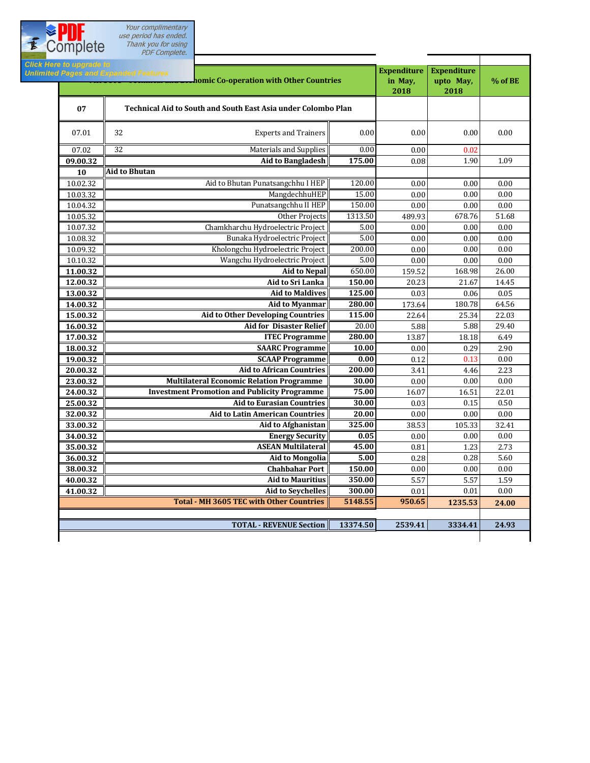| | ...nomic Co-operation with Other Countries | | | Expenditure in May, 2018 | Expenditure upto May, 2018 | % of BE |
|---|---|---|---|---|---|---|
| 07 | Technical Aid to South and South East Asia under Colombo Plan | | | | | |
| 07.01 | 32 | Experts and Trainers | 0.00 | 0.00 | 0.00 | 0.00 |
| 07.02 | 32 | Materials and Supplies | 0.00 | 0.00 | 0.02 | |
| **09.00.32** | | **Aid to Bangladesh** | **175.00** | 0.08 | 1.90 | 1.09 |
| **10** | **Aid to Bhutan** | | | | | |
| 10.02.32 | | Aid to Bhutan Punatsangchhu I HEP | 120.00 | 0.00 | 0.00 | 0.00 |
| 10.03.32 | | MangdechhuHEP | 15.00 | 0.00 | 0.00 | 0.00 |
| 10.04.32 | | Punatsangchhu II HEP | 150.00 | 0.00 | 0.00 | 0.00 |
| 10.05.32 | | Other Projects | 1313.50 | 489.93 | 678.76 | 51.68 |
| 10.07.32 | | Chamkharchu Hydroelectric Project | 5.00 | 0.00 | 0.00 | 0.00 |
| 10.08.32 | | Bunaka Hydroelectric Project | 5.00 | 0.00 | 0.00 | 0.00 |
| 10.09.32 | | Kholongchu Hydroelectric Project | 200.00 | 0.00 | 0.00 | 0.00 |
| 10.10.32 | | Wangchu Hydroelectric Project | 5.00 | 0.00 | 0.00 | 0.00 |
| **11.00.32** | | **Aid to Nepal** | 650.00 | 159.52 | 168.98 | 26.00 |
| **12.00.32** | | **Aid to Sri Lanka** | **150.00** | 20.23 | 21.67 | 14.45 |
| **13.00.32** | | **Aid to Maldives** | **125.00** | 0.03 | 0.06 | 0.05 |
| **14.00.32** | | **Aid to Myanmar** | **280.00** | 173.64 | 180.78 | 64.56 |
| **15.00.32** | | **Aid to Other Developing Countries** | **115.00** | 22.64 | 25.34 | 22.03 |
| **16.00.32** | | **Aid for Disaster Relief** | 20.00 | 5.88 | 5.88 | 29.40 |
| **17.00.32** | | **ITEC Programme** | **280.00** | 13.87 | 18.18 | 6.49 |
| **18.00.32** | | **SAARC Programme** | **10.00** | 0.00 | 0.29 | 2.90 |
| **19.00.32** | | **SCAAP Programme** | **0.00** | 0.12 | 0.13 | 0.00 |
| **20.00.32** | | **Aid to African Countries** | **200.00** | 3.41 | 4.46 | 2.23 |
| **23.00.32** | | **Multilateral Economic Relation Programme** | **30.00** | 0.00 | 0.00 | 0.00 |
| **24.00.32** | | **Investment Promotion and Publicity Programme** | **75.00** | 16.07 | 16.51 | 22.01 |
| **25.00.32** | | **Aid to Eurasian Countries** | **30.00** | 0.03 | 0.15 | 0.50 |
| **32.00.32** | | **Aid to Latin American Countries** | **20.00** | 0.00 | 0.00 | 0.00 |
| **33.00.32** | | **Aid to Afghanistan** | **325.00** | 38.53 | 105.33 | 32.41 |
| **34.00.32** | | **Energy Security** | **0.05** | 0.00 | 0.00 | 0.00 |
| **35.00.32** | | **ASEAN Multilateral** | **45.00** | 0.81 | 1.23 | 2.73 |
| **36.00.32** | | **Aid to Mongolia** | **5.00** | 0.28 | 0.28 | 5.60 |
| **38.00.32** | | **Chahbahar Port** | **150.00** | 0.00 | 0.00 | 0.00 |
| **40.00.32** | | **Aid to Mauritius** | **350.00** | 5.57 | 5.57 | 1.59 |
| **41.00.32** | | **Aid to Seychelles** | **300.00** | 0.01 | 0.01 | 0.00 |
| | | **Total - MH 3605 TEC with Other Countries** | **5148.55** | **950.65** | **1235.53** | **24.00** |
| | | | | | | |
| | | **TOTAL - REVENUE Section** | **13374.50** | **2539.41** | **3334.41** | **24.93** |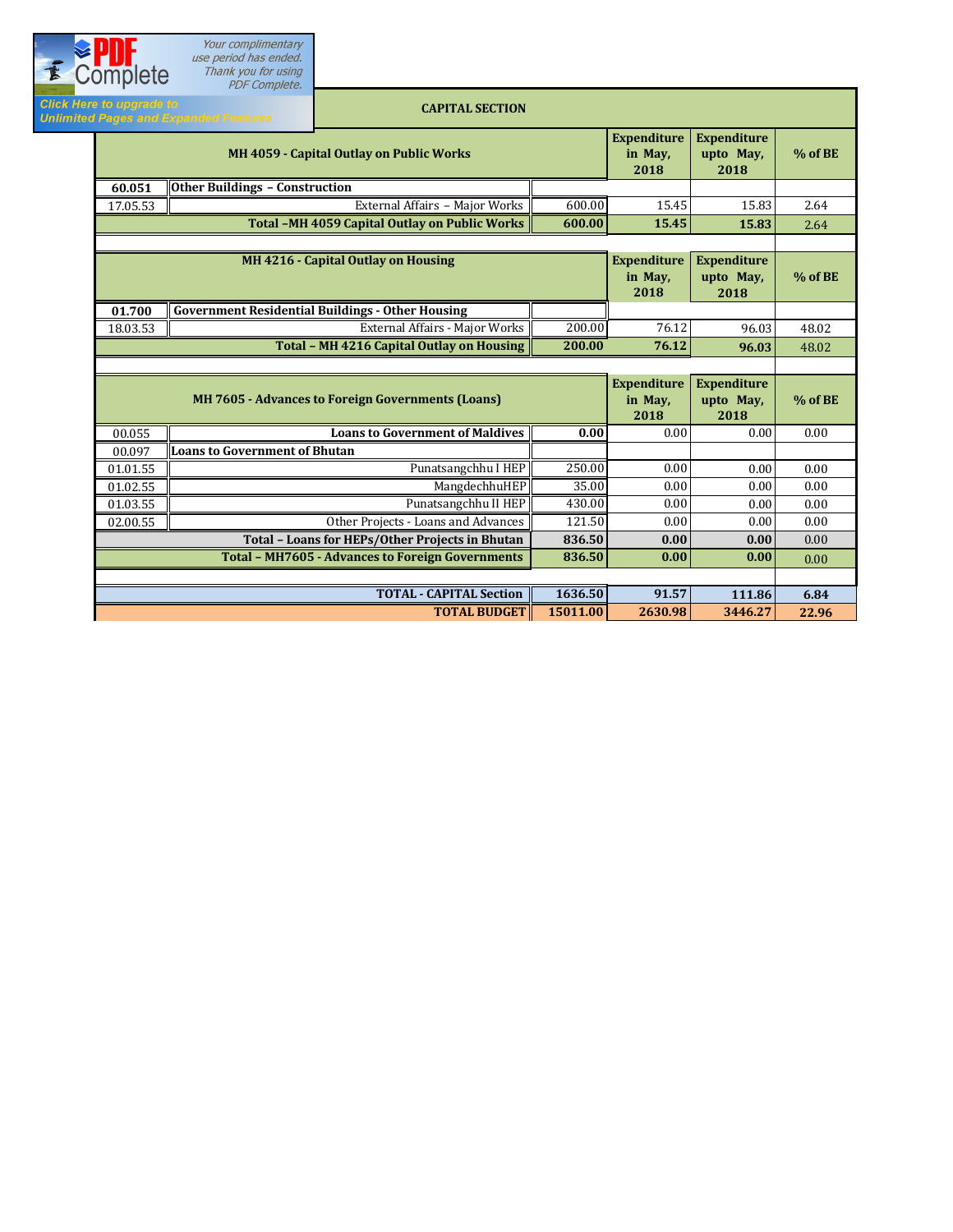## CAPITAL SECTION

| MH 4059 - Capital Outlay on Public Works | | | Expenditure in May, 2018 | Expenditure upto May, 2018 | % of BE |
|---|---|---|---|---|---|
| **60.051** | **Other Buildings – Construction** | | | | |
| 17.05.53 | External Affairs – Major Works | 600.00 | 15.45 | 15.83 | 2.64 |
| | **Total –MH 4059 Capital Outlay on Public Works** | **600.00** | **15.45** | **15.83** | 2.64 |
| | | | | | |
| **MH 4216 - Capital Outlay on Housing** | | | **Expenditure in May, 2018** | **Expenditure upto May, 2018** | **% of BE** |
| **01.700** | **Government Residential Buildings - Other Housing** | | | | |
| 18.03.53 | External Affairs - Major Works | 200.00 | 76.12 | 96.03 | 48.02 |
| | **Total – MH 4216 Capital Outlay on Housing** | **200.00** | **76.12** | **96.03** | 48.02 |
| | | | | | |
| **MH 7605 - Advances to Foreign Governments (Loans)** | | | **Expenditure in May, 2018** | **Expenditure upto May, 2018** | **% of BE** |
| 00.055 | **Loans to Government of Maldives** | **0.00** | 0.00 | 0.00 | 0.00 |
| 00.097 | **Loans to Government of Bhutan** | | | | |
| 01.01.55 | Punatsangchhu I HEP | 250.00 | 0.00 | 0.00 | 0.00 |
| 01.02.55 | MangdechhuHEP | 35.00 | 0.00 | 0.00 | 0.00 |
| 01.03.55 | Punatsangchhu II HEP | 430.00 | 0.00 | 0.00 | 0.00 |
| 02.00.55 | Other Projects - Loans and Advances | 121.50 | 0.00 | 0.00 | 0.00 |
| | **Total – Loans for HEPs/Other Projects in Bhutan** | **836.50** | **0.00** | **0.00** | 0.00 |
| | **Total – MH7605 - Advances to Foreign Governments** | **836.50** | **0.00** | **0.00** | 0.00 |
| | | | | | |
| | **TOTAL - CAPITAL Section** | **1636.50** | **91.57** | **111.86** | **6.84** |
| | **TOTAL BUDGET** | **15011.00** | **2630.98** | **3446.27** | **22.96** |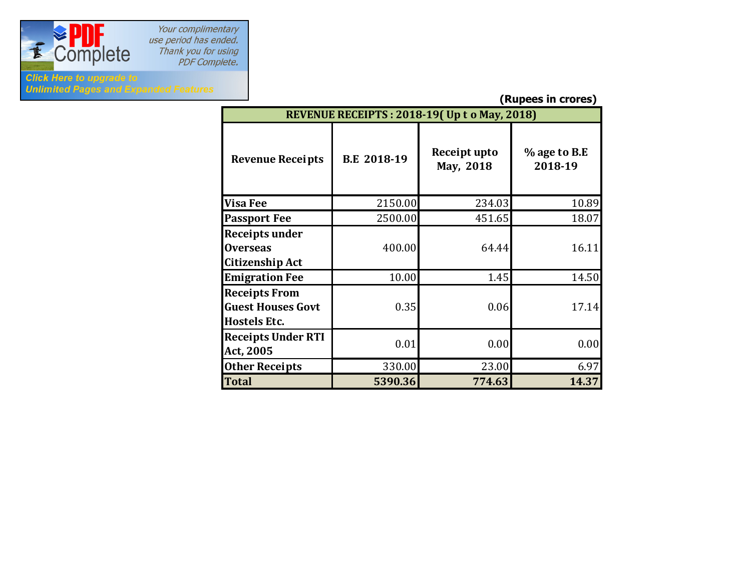(Rupees in crores)

| REVENUE RECEIPTS : 2018-19( Up t o May, 2018) | | | |
|---|---|---|---|
| **Revenue Receipts** | **B.E 2018-19** | **Receipt upto May, 2018** | **% age to B.E 2018-19** |
| **Visa Fee** | 2150.00 | 234.03 | 10.89 |
| **Passport Fee** | 2500.00 | 451.65 | 18.07 |
| **Receipts under Overseas Citizenship Act** | 400.00 | 64.44 | 16.11 |
| **Emigration Fee** | 10.00 | 1.45 | 14.50 |
| **Receipts From Guest Houses Govt Hostels Etc.** | 0.35 | 0.06 | 17.14 |
| **Receipts Under RTI Act, 2005** | 0.01 | 0.00 | 0.00 |
| **Other Receipts** | 330.00 | 23.00 | 6.97 |
| **Total** | **5390.36** | **774.63** | **14.37** |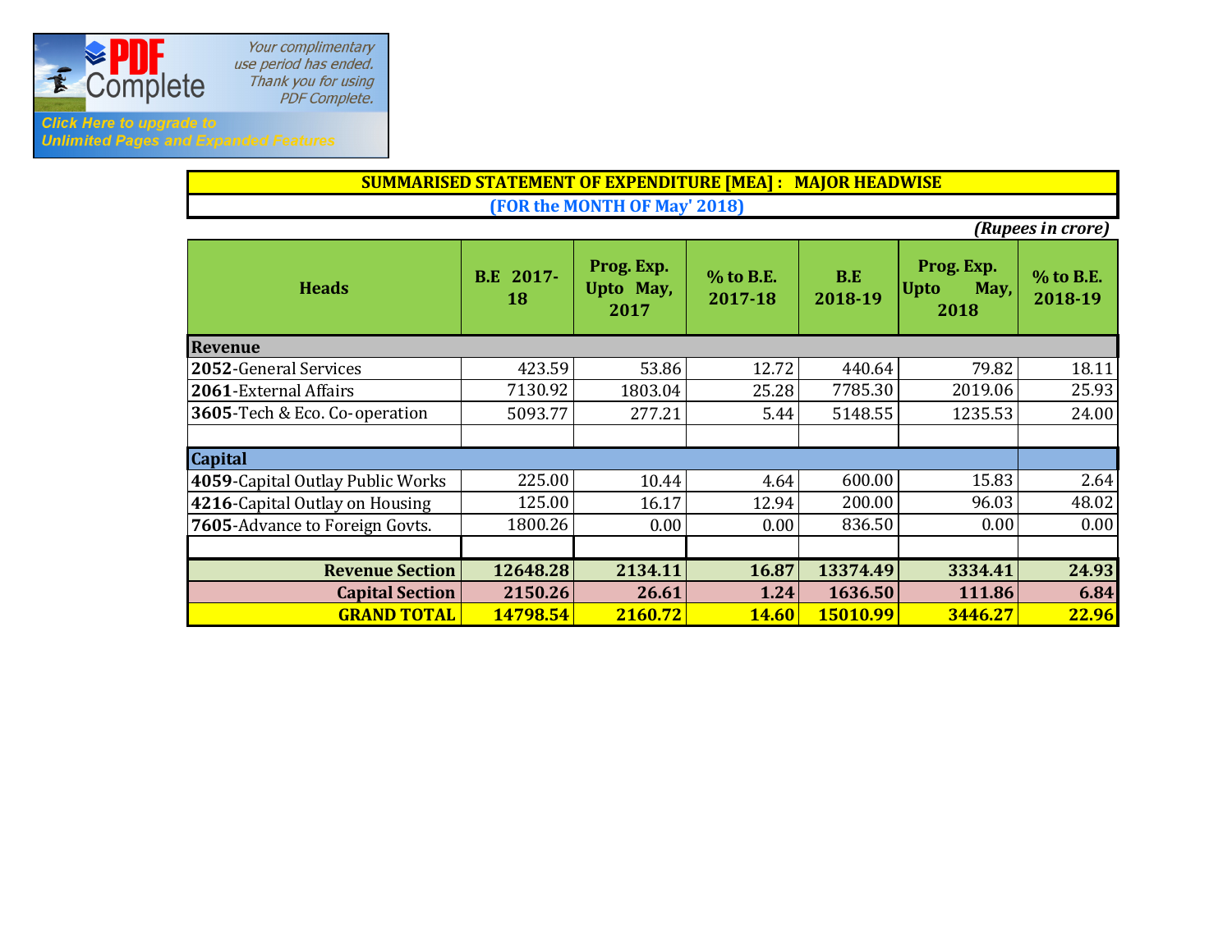## SUMMARISED STATEMENT OF EXPENDITURE [MEA] : MAJOR HEADWISE

**(FOR the MONTH OF May' 2018)**

*(Rupees in crore)*

| Heads | B.E 2017-18 | Prog. Exp. Upto May, 2017 | % to B.E. 2017-18 | B.E 2018-19 | Prog. Exp. Upto May, 2018 | % to B.E. 2018-19 |
|---|---|---|---|---|---|---|
| **Revenue** | | | | | | |
| **2052**-General Services | 423.59 | 53.86 | 12.72 | 440.64 | 79.82 | 18.11 |
| **2061**-External Affairs | 7130.92 | 1803.04 | 25.28 | 7785.30 | 2019.06 | 25.93 |
| **3605**-Tech & Eco. Co-operation | 5093.77 | 277.21 | 5.44 | 5148.55 | 1235.53 | 24.00 |
| | | | | | | |
| **Capital** | | | | | | |
| **4059**-Capital Outlay Public Works | 225.00 | 10.44 | 4.64 | 600.00 | 15.83 | 2.64 |
| **4216**-Capital Outlay on Housing | 125.00 | 16.17 | 12.94 | 200.00 | 96.03 | 48.02 |
| **7605**-Advance to Foreign Govts. | 1800.26 | 0.00 | 0.00 | 836.50 | 0.00 | 0.00 |
| | | | | | | |
| **Revenue Section** | **12648.28** | **2134.11** | **16.87** | **13374.49** | **3334.41** | **24.93** |
| **Capital Section** | **2150.26** | **26.61** | **1.24** | **1636.50** | **111.86** | **6.84** |
| **GRAND TOTAL** | **14798.54** | **2160.72** | **14.60** | **15010.99** | **3446.27** | **22.96** |